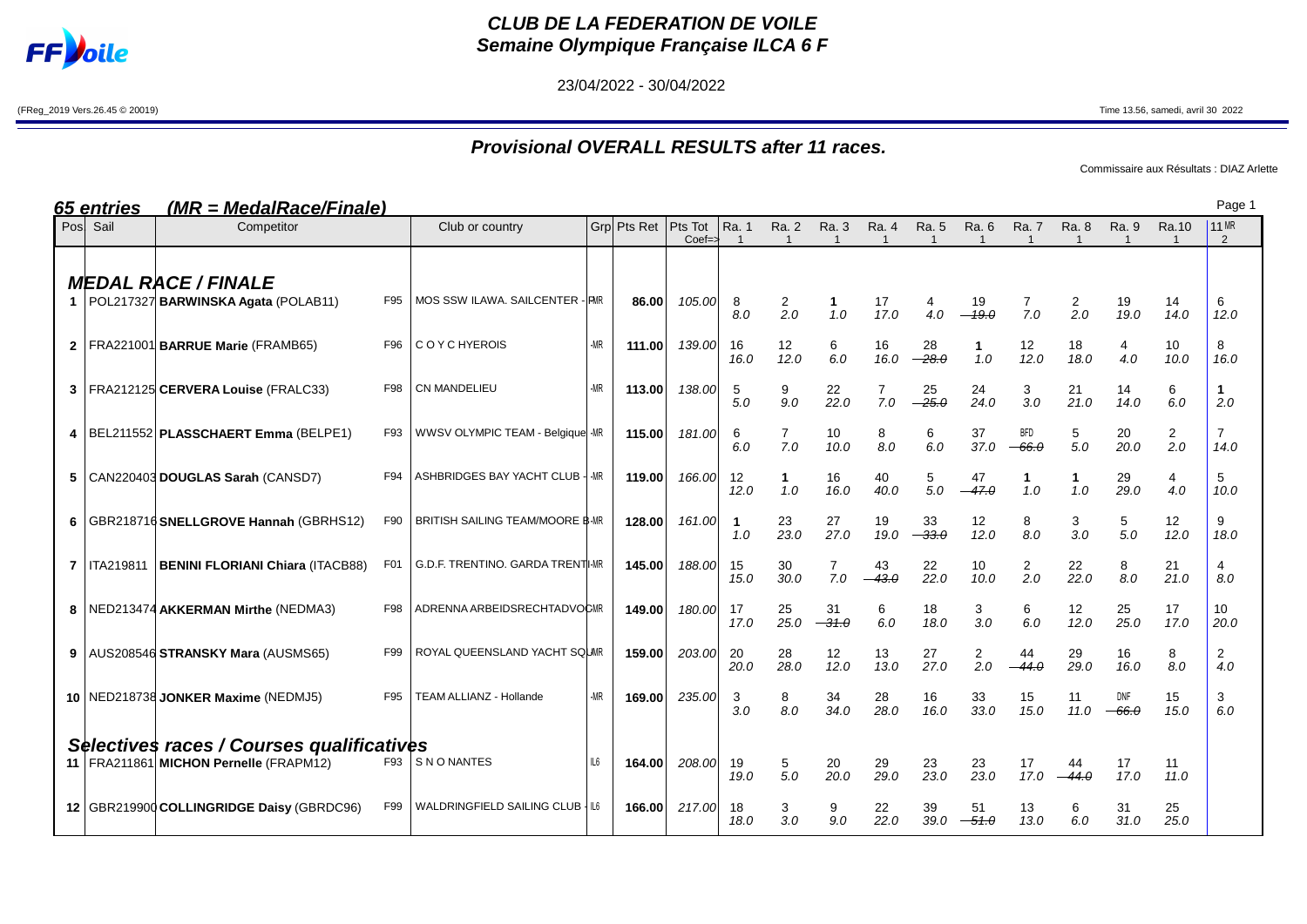# CLUB DE LA FEDERATION DE VOILE
## Semaine Olympique Française ILCA 6 F

23/04/2022 - 30/04/2022

(FReg_2019 Vers.26.45 © 20019)

Time 13.56, samedi, avril 30 2022

## Provisional OVERALL RESULTS after 11 races.

Commissaire aux Résultats : DIAZ Arlette

### 65 entries (MR = MedalRace/Finale)

| Pos | Sail | Competitor | | Club or country | Grp | Pts Ret | Pts Tot Coef=> | Ra. 1 1 | Ra. 2 1 | Ra. 3 1 | Ra. 4 1 | Ra. 5 1 | Ra. 6 1 | Ra. 7 1 | Ra. 8 1 | Ra. 9 1 | Ra.10 1 | 11 MR 2 |
|---|---|---|---|---|---|---|---|---|---|---|---|---|---|---|---|---|---|---|
| **MEDAL RACE / FINALE** | | | | | | | | | | | | | | | | | | |
| 1 | POL217327 | **BARWINSKA Agata** (POLAB11) | F95 | MOS SSW ILAWA. SAILCENTER - P | MR | **86.00** | *105.00* | 8 *8.0* | 2 *2.0* | **1** *1.0* | 17 *17.0* | 4 *4.0* | 19 *~~19.0~~* | 7 *7.0* | 2 *2.0* | 19 *19.0* | 14 *14.0* | 6 *12.0* |
| 2 | FRA221001 | **BARRUE Marie** (FRAMB65) | F96 | C O Y C HYEROIS | MR | **111.00** | *139.00* | 16 *16.0* | 12 *12.0* | 6 *6.0* | 16 *16.0* | 28 *~~28.0~~* | **1** *1.0* | 12 *12.0* | 18 *18.0* | 4 *4.0* | 10 *10.0* | 8 *16.0* |
| 3 | FRA212125 | **CERVERA Louise** (FRALC33) | F98 | CN MANDELIEU | MR | **113.00** | *138.00* | 5 *5.0* | 9 *9.0* | 22 *22.0* | 7 *7.0* | 25 *~~25.0~~* | 24 *24.0* | 3 *3.0* | 21 *21.0* | 14 *14.0* | 6 *6.0* | **1** *2.0* |
| 4 | BEL211552 | **PLASSCHAERT Emma** (BELPE1) | F93 | WWSV OLYMPIC TEAM - Belgique | MR | **115.00** | *181.00* | 6 *6.0* | 7 *7.0* | 10 *10.0* | 8 *8.0* | 6 *6.0* | 37 *37.0* | BFD *~~66.0~~* | 5 *5.0* | 20 *20.0* | 2 *2.0* | 7 *14.0* |
| 5 | CAN220403 | **DOUGLAS Sarah** (CANSD7) | F94 | ASHBRIDGES BAY YACHT CLUB - | MR | **119.00** | *166.00* | 12 *12.0* | **1** *1.0* | 16 *16.0* | 40 *40.0* | 5 *5.0* | 47 *~~47.0~~* | **1** *1.0* | **1** *1.0* | 29 *29.0* | 4 *4.0* | 5 *10.0* |
| 6 | GBR218716 | **SNELLGROVE Hannah** (GBRHS12) | F90 | BRITISH SAILING TEAM/MOORE B | MR | **128.00** | *161.00* | **1** *1.0* | 23 *23.0* | 27 *27.0* | 19 *19.0* | 33 *~~33.0~~* | 12 *12.0* | 8 *8.0* | 3 *3.0* | 5 *5.0* | 12 *12.0* | 9 *18.0* |
| 7 | ITA219811 | **BENINI FLORIANI Chiara** (ITACB88) | F01 | G.D.F. TRENTINO. GARDA TRENTI | MR | **145.00** | *188.00* | 15 *15.0* | 30 *30.0* | 7 *7.0* | 43 *~~43.0~~* | 22 *22.0* | 10 *10.0* | 2 *2.0* | 22 *22.0* | 8 *8.0* | 21 *21.0* | 4 *8.0* |
| 8 | NED213474 | **AKKERMAN Mirthe** (NEDMA3) | F98 | ADRENNA ARBEIDSRECHTADVOC | MR | **149.00** | *180.00* | 17 *17.0* | 25 *25.0* | 31 *~~31.0~~* | 6 *6.0* | 18 *18.0* | 3 *3.0* | 6 *6.0* | 12 *12.0* | 25 *25.0* | 17 *17.0* | 10 *20.0* |
| 9 | AUS208546 | **STRANSKY Mara** (AUSMS65) | F99 | ROYAL QUEENSLAND YACHT SQU | MR | **159.00** | *203.00* | 20 *20.0* | 28 *28.0* | 12 *12.0* | 13 *13.0* | 27 *27.0* | 2 *2.0* | 44 *~~44.0~~* | 29 *29.0* | 16 *16.0* | 8 *8.0* | 2 *4.0* |
| 10 | NED218738 | **JONKER Maxime** (NEDMJ5) | F95 | TEAM ALLIANZ - Hollande | MR | **169.00** | *235.00* | 3 *3.0* | 8 *8.0* | 34 *34.0* | 28 *28.0* | 16 *16.0* | 33 *33.0* | 15 *15.0* | 11 *11.0* | DNF *~~66.0~~* | 15 *15.0* | 3 *6.0* |
| **Selectives races / Courses qualificatives** | | | | | | | | | | | | | | | | | | |
| 11 | FRA211861 | **MICHON Pernelle** (FRAPM12) | F93 | S N O NANTES | IL6 | **164.00** | *208.00* | 19 *19.0* | 5 *5.0* | 20 *20.0* | 29 *29.0* | 23 *23.0* | 23 *23.0* | 17 *17.0* | 44 *~~44.0~~* | 17 *17.0* | 11 *11.0* | |
| 12 | GBR219900 | **COLLINGRIDGE Daisy** (GBRDC96) | F99 | WALDRINGFIELD SAILING CLUB - | IL6 | **166.00** | *217.00* | 18 *18.0* | 3 *3.0* | 9 *9.0* | 22 *22.0* | 39 *39.0* | 51 *~~51.0~~* | 13 *13.0* | 6 *6.0* | 31 *31.0* | 25 *25.0* | |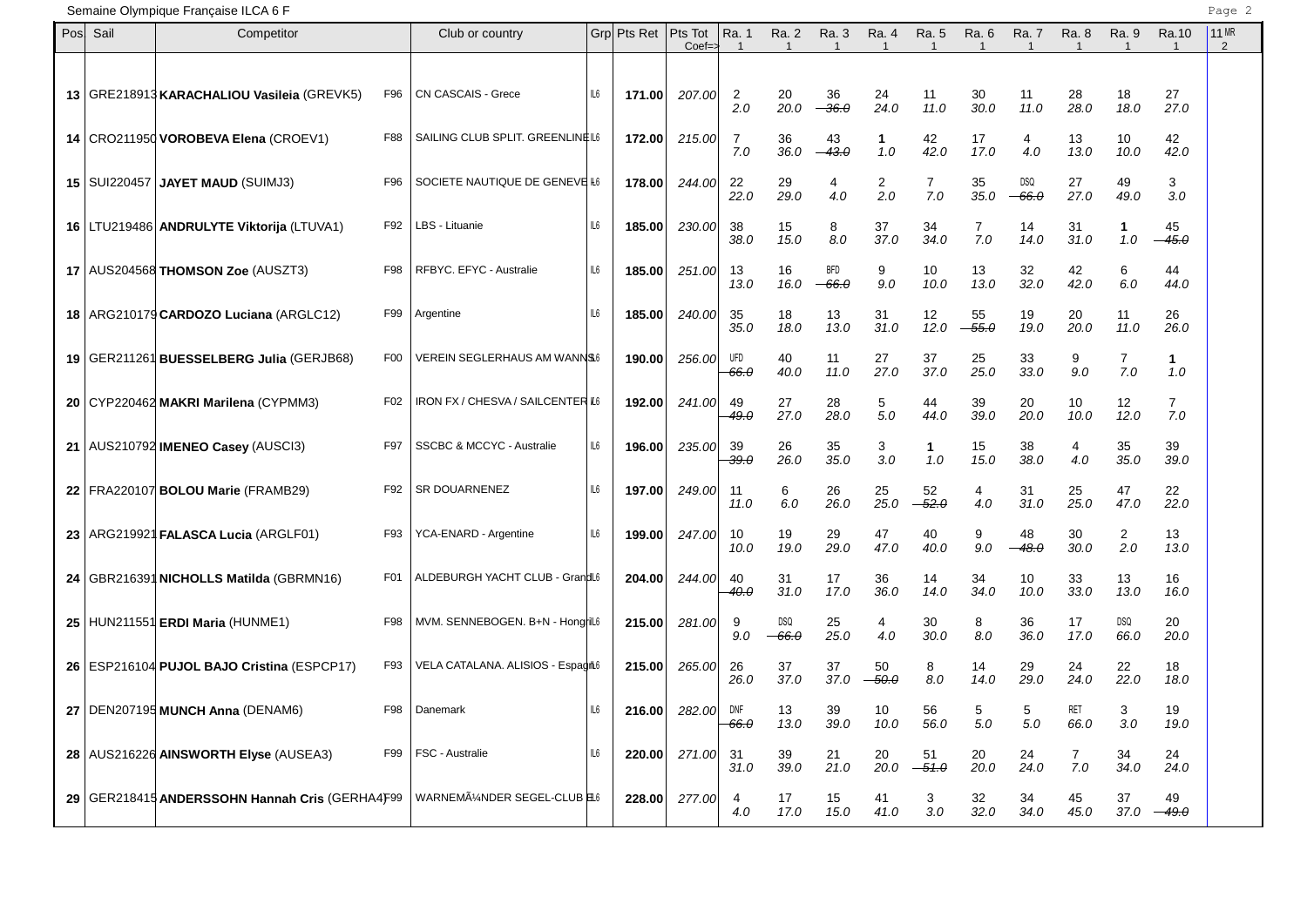Semaine Olympique Française ILCA 6 F

| Pos | Sail | Competitor | | Club or country | Grp | Pts Ret | Pts Tot Coef=> | Ra. 1 1 | Ra. 2 1 | Ra. 3 1 | Ra. 4 1 | Ra. 5 1 | Ra. 6 1 | Ra. 7 1 | Ra. 8 1 | Ra. 9 1 | Ra.10 1 | 11 MR 2 |
|---|---|---|---|---|---|---|---|---|---|---|---|---|---|---|---|---|---|---|
| 13 | GRE218913 | **KARACHALIOU Vasileia** (GREVK5) | F96 | CN CASCAIS - Grece | IL6 | **171.00** | *207.00* | 2 *2.0* | 20 *20.0* | 36 ~~*36.0*~~ | 24 *24.0* | 11 *11.0* | 30 *30.0* | 11 *11.0* | 28 *28.0* | 18 *18.0* | 27 *27.0* | |
| 14 | CRO211950 | **VOROBEVA Elena** (CROEV1) | F88 | SAILING CLUB SPLIT. GREENLINE | IL6 | **172.00** | *215.00* | 7 *7.0* | 36 *36.0* | 43 ~~*43.0*~~ | **1** *1.0* | 42 *42.0* | 17 *17.0* | 4 *4.0* | 13 *13.0* | 10 *10.0* | 42 *42.0* | |
| 15 | SUI220457 | **JAYET MAUD** (SUIMJ3) | F96 | SOCIETE NAUTIQUE DE GENEVE | IL6 | **178.00** | *244.00* | 22 *22.0* | 29 *29.0* | 4 *4.0* | 2 *2.0* | 7 *7.0* | 35 *35.0* | DSQ ~~*66.0*~~ | 27 *27.0* | 49 *49.0* | 3 *3.0* | |
| 16 | LTU219486 | **ANDRULYTE Viktorija** (LTUVA1) | F92 | LBS - Lituanie | IL6 | **185.00** | *230.00* | 38 *38.0* | 15 *15.0* | 8 *8.0* | 37 *37.0* | 34 *34.0* | 7 *7.0* | 14 *14.0* | 31 *31.0* | **1** *1.0* | 45 ~~*45.0*~~ | |
| 17 | AUS204568 | **THOMSON Zoe** (AUSZT3) | F98 | RFBYC. EFYC - Australie | IL6 | **185.00** | *251.00* | 13 *13.0* | 16 *16.0* | BFD ~~*66.0*~~ | 9 *9.0* | 10 *10.0* | 13 *13.0* | 32 *32.0* | 42 *42.0* | 6 *6.0* | 44 *44.0* | |
| 18 | ARG210179 | **CARDOZO Luciana** (ARGLC12) | F99 | Argentine | IL6 | **185.00** | *240.00* | 35 *35.0* | 18 *18.0* | 13 *13.0* | 31 *31.0* | 12 *12.0* | 55 ~~*55.0*~~ | 19 *19.0* | 20 *20.0* | 11 *11.0* | 26 *26.0* | |
| 19 | GER211261 | **BUESSELBERG Julia** (GERJB68) | F00 | VEREIN SEGLERHAUS AM WANNS | IL6 | **190.00** | *256.00* | UFD ~~*66.0*~~ | 40 *40.0* | 11 *11.0* | 27 *27.0* | 37 *37.0* | 25 *25.0* | 33 *33.0* | 9 *9.0* | 7 *7.0* | **1** *1.0* | |
| 20 | CYP220462 | **MAKRI Marilena** (CYPMM3) | F02 | IRON FX / CHESVA / SAILCENTER | IL6 | **192.00** | *241.00* | 49 ~~*49.0*~~ | 27 *27.0* | 28 *28.0* | 5 *5.0* | 44 *44.0* | 39 *39.0* | 20 *20.0* | 10 *10.0* | 12 *12.0* | 7 *7.0* | |
| 21 | AUS210792 | **IMENEO Casey** (AUSCI3) | F97 | SSCBC & MCCYC - Australie | IL6 | **196.00** | *235.00* | 39 ~~*39.0*~~ | 26 *26.0* | 35 *35.0* | 3 *3.0* | **1** *1.0* | 15 *15.0* | 38 *38.0* | 4 *4.0* | 35 *35.0* | 39 *39.0* | |
| 22 | FRA220107 | **BOLOU Marie** (FRAMB29) | F92 | SR DOUARNENEZ | IL6 | **197.00** | *249.00* | 11 *11.0* | 6 *6.0* | 26 *26.0* | 25 *25.0* | 52 ~~*52.0*~~ | 4 *4.0* | 31 *31.0* | 25 *25.0* | 47 *47.0* | 22 *22.0* | |
| 23 | ARG219921 | **FALASCA Lucia** (ARGLF01) | F93 | YCA-ENARD - Argentine | IL6 | **199.00** | *247.00* | 10 *10.0* | 19 *19.0* | 29 *29.0* | 47 *47.0* | 40 *40.0* | 9 *9.0* | 48 ~~*48.0*~~ | 30 *30.0* | 2 *2.0* | 13 *13.0* | |
| 24 | GBR216391 | **NICHOLLS Matilda** (GBRMN16) | F01 | ALDEBURGH YACHT CLUB - Grand | IL6 | **204.00** | *244.00* | 40 ~~*40.0*~~ | 31 *31.0* | 17 *17.0* | 36 *36.0* | 14 *14.0* | 34 *34.0* | 10 *10.0* | 33 *33.0* | 13 *13.0* | 16 *16.0* | |
| 25 | HUN211551 | **ERDI Maria** (HUNME1) | F98 | MVM. SENNEBOGEN. B+N - Hongri | IL6 | **215.00** | *281.00* | 9 *9.0* | DSQ ~~*66.0*~~ | 25 *25.0* | 4 *4.0* | 30 *30.0* | 8 *8.0* | 36 *36.0* | 17 *17.0* | DSQ *66.0* | 20 *20.0* | |
| 26 | ESP216104 | **PUJOL BAJO Cristina** (ESPCP17) | F93 | VELA CATALANA. ALISIOS - Espagn | IL6 | **215.00** | *265.00* | 26 *26.0* | 37 *37.0* | 37 *37.0* | 50 ~~*50.0*~~ | 8 *8.0* | 14 *14.0* | 29 *29.0* | 24 *24.0* | 22 *22.0* | 18 *18.0* | |
| 27 | DEN207195 | **MUNCH Anna** (DENAM6) | F98 | Danemark | IL6 | **216.00** | *282.00* | DNF ~~*66.0*~~ | 13 *13.0* | 39 *39.0* | 10 *10.0* | 56 *56.0* | 5 *5.0* | 5 *5.0* | RET *66.0* | 3 *3.0* | 19 *19.0* | |
| 28 | AUS216226 | **AINSWORTH Elyse** (AUSEA3) | F99 | FSC - Australie | IL6 | **220.00** | *271.00* | 31 *31.0* | 39 *39.0* | 21 *21.0* | 20 *20.0* | 51 ~~*51.0*~~ | 20 *20.0* | 24 *24.0* | 7 *7.0* | 34 *34.0* | 24 *24.0* | |
| 29 | GER218415 | **ANDERSSOHN Hannah Cris** (GERHA4) | F99 | WARNEMÃ¼NDER SEGEL-CLUB E | IL6 | **228.00** | *277.00* | 4 *4.0* | 17 *17.0* | 15 *15.0* | 41 *41.0* | 3 *3.0* | 32 *32.0* | 34 *34.0* | 45 *45.0* | 37 *37.0* | 49 ~~*49.0*~~ | |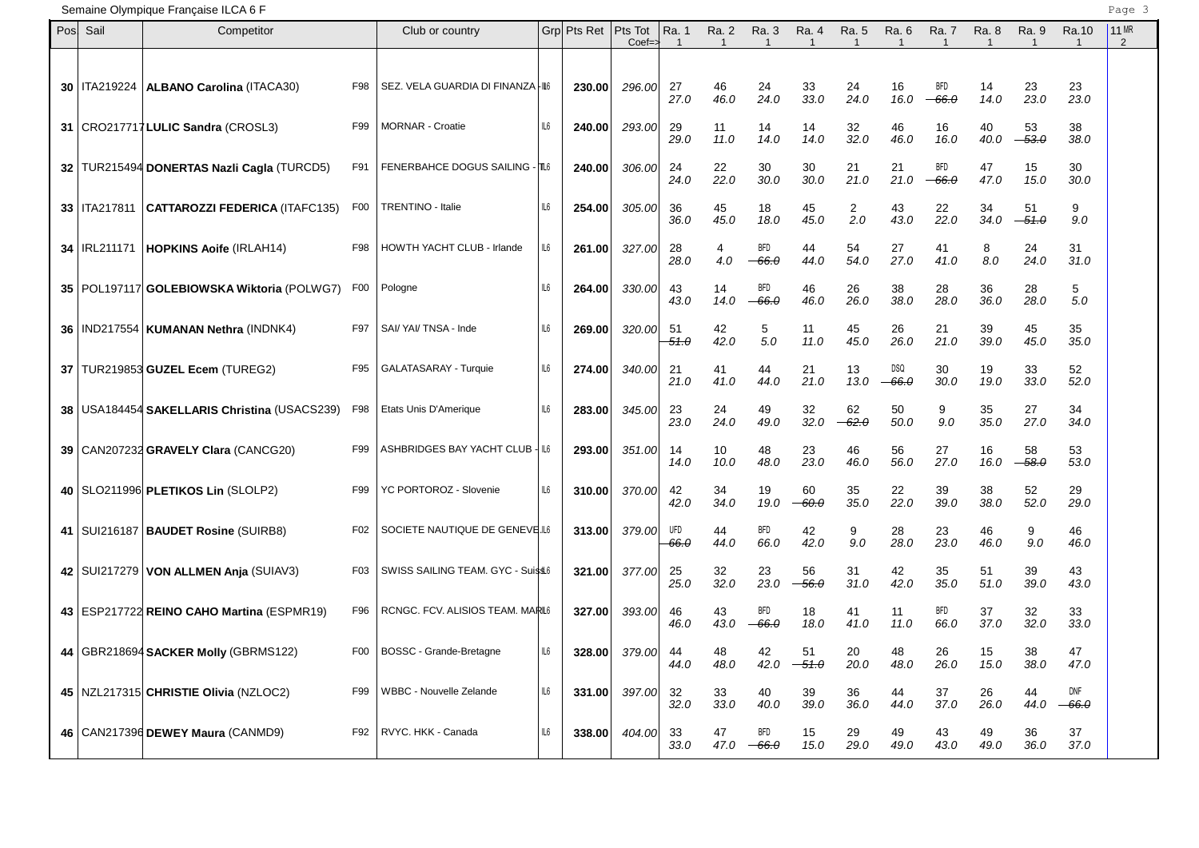Semaine Olympique Française ILCA 6 F

| Pos | Sail | Competitor | | Club or country | Grp | Pts Ret | Pts Tot Coef=> | Ra. 1 1 | Ra. 2 1 | Ra. 3 1 | Ra. 4 1 | Ra. 5 1 | Ra. 6 1 | Ra. 7 1 | Ra. 8 1 | Ra. 9 1 | Ra.10 1 | 11 MR 2 |
|---|---|---|---|---|---|---|---|---|---|---|---|---|---|---|---|---|---|---|
| 30 | ITA219224 | **ALBANO Carolina** (ITACA30) | F98 | SEZ. VELA GUARDIA DI FINANZA - I | IL6 | **230.00** | *296.00* | 27 *27.0* | 46 *46.0* | 24 *24.0* | 33 *33.0* | 24 *24.0* | 16 *16.0* | BFD ~~*66.0*~~ | 14 *14.0* | 23 *23.0* | 23 *23.0* | |
| 31 | CRO217717 | **LULIC Sandra** (CROSL3) | F99 | MORNAR - Croatie | IL6 | **240.00** | *293.00* | 29 *29.0* | 11 *11.0* | 14 *14.0* | 14 *14.0* | 32 *32.0* | 46 *46.0* | 16 *16.0* | 40 *40.0* | 53 ~~*53.0*~~ | 38 *38.0* | |
| 32 | TUR215494 | **DONERTAS Nazli Cagla** (TURCD5) | F91 | FENERBAHCE DOGUS SAILING - T | IL6 | **240.00** | *306.00* | 24 *24.0* | 22 *22.0* | 30 *30.0* | 30 *30.0* | 21 *21.0* | 21 *21.0* | BFD ~~*66.0*~~ | 47 *47.0* | 15 *15.0* | 30 *30.0* | |
| 33 | ITA217811 | **CATTAROZZI FEDERICA** (ITAFC135) | F00 | TRENTINO - Italie | IL6 | **254.00** | *305.00* | 36 *36.0* | 45 *45.0* | 18 *18.0* | 45 *45.0* | 2 *2.0* | 43 *43.0* | 22 *22.0* | 34 *34.0* | 51 ~~*51.0*~~ | 9 *9.0* | |
| 34 | IRL211171 | **HOPKINS Aoife** (IRLAH14) | F98 | HOWTH YACHT CLUB - Irlande | IL6 | **261.00** | *327.00* | 28 *28.0* | 4 *4.0* | BFD ~~*66.0*~~ | 44 *44.0* | 54 *54.0* | 27 *27.0* | 41 *41.0* | 8 *8.0* | 24 *24.0* | 31 *31.0* | |
| 35 | POL197117 | **GOLEBIOWSKA Wiktoria** (POLWG7) | F00 | Pologne | IL6 | **264.00** | *330.00* | 43 *43.0* | 14 *14.0* | BFD ~~*66.0*~~ | 46 *46.0* | 26 *26.0* | 38 *38.0* | 28 *28.0* | 36 *36.0* | 28 *28.0* | 5 *5.0* | |
| 36 | IND217554 | **KUMANAN Nethra** (INDNK4) | F97 | SAI/ YAI/ TNSA - Inde | IL6 | **269.00** | *320.00* | 51 ~~*51.0*~~ | 42 *42.0* | 5 *5.0* | 11 *11.0* | 45 *45.0* | 26 *26.0* | 21 *21.0* | 39 *39.0* | 45 *45.0* | 35 *35.0* | |
| 37 | TUR219853 | **GUZEL Ecem** (TUREG2) | F95 | GALATASARAY - Turquie | IL6 | **274.00** | *340.00* | 21 *21.0* | 41 *41.0* | 44 *44.0* | 21 *21.0* | 13 *13.0* | DSQ ~~*66.0*~~ | 30 *30.0* | 19 *19.0* | 33 *33.0* | 52 *52.0* | |
| 38 | USA184454 | **SAKELLARIS Christina** (USACS239) | F98 | Etats Unis D'Amerique | IL6 | **283.00** | *345.00* | 23 *23.0* | 24 *24.0* | 49 *49.0* | 32 *32.0* | 62 ~~*62.0*~~ | 50 *50.0* | 9 *9.0* | 35 *35.0* | 27 *27.0* | 34 *34.0* | |
| 39 | CAN207232 | **GRAVELY Clara** (CANCG20) | F99 | ASHBRIDGES BAY YACHT CLUB - | IL6 | **293.00** | *351.00* | 14 *14.0* | 10 *10.0* | 48 *48.0* | 23 *23.0* | 46 *46.0* | 56 *56.0* | 27 *27.0* | 16 *16.0* | 58 ~~*58.0*~~ | 53 *53.0* | |
| 40 | SLO211996 | **PLETIKOS Lin** (SLOLP2) | F99 | YC PORTOROZ - Slovenie | IL6 | **310.00** | *370.00* | 42 *42.0* | 34 *34.0* | 19 *19.0* | 60 ~~*60.0*~~ | 35 *35.0* | 22 *22.0* | 39 *39.0* | 38 *38.0* | 52 *52.0* | 29 *29.0* | |
| 41 | SUI216187 | **BAUDET Rosine** (SUIRB8) | F02 | SOCIETE NAUTIQUE DE GENEVE | IL6 | **313.00** | *379.00* | UFD ~~*66.0*~~ | 44 *44.0* | BFD *66.0* | 42 *42.0* | 9 *9.0* | 28 *28.0* | 23 *23.0* | 46 *46.0* | 9 *9.0* | 46 *46.0* | |
| 42 | SUI217279 | **VON ALLMEN Anja** (SUIAV3) | F03 | SWISS SAILING TEAM. GYC - Suiss | IL6 | **321.00** | *377.00* | 25 *25.0* | 32 *32.0* | 23 *23.0* | 56 ~~*56.0*~~ | 31 *31.0* | 42 *42.0* | 35 *35.0* | 51 *51.0* | 39 *39.0* | 43 *43.0* | |
| 43 | ESP217722 | **REINO CAHO Martina** (ESPMR19) | F96 | RCNGC. FCV. ALISIOS TEAM. MAR | IL6 | **327.00** | *393.00* | 46 *46.0* | 43 *43.0* | BFD ~~*66.0*~~ | 18 *18.0* | 41 *41.0* | 11 *11.0* | BFD *66.0* | 37 *37.0* | 32 *32.0* | 33 *33.0* | |
| 44 | GBR218694 | **SACKER Molly** (GBRMS122) | F00 | BOSSC - Grande-Bretagne | IL6 | **328.00** | *379.00* | 44 *44.0* | 48 *48.0* | 42 *42.0* | 51 ~~*51.0*~~ | 20 *20.0* | 48 *48.0* | 26 *26.0* | 15 *15.0* | 38 *38.0* | 47 *47.0* | |
| 45 | NZL217315 | **CHRISTIE Olivia** (NZLOC2) | F99 | WBBC - Nouvelle Zelande | IL6 | **331.00** | *397.00* | 32 *32.0* | 33 *33.0* | 40 *40.0* | 39 *39.0* | 36 *36.0* | 44 *44.0* | 37 *37.0* | 26 *26.0* | 44 *44.0* | DNF ~~*66.0*~~ | |
| 46 | CAN217396 | **DEWEY Maura** (CANMD9) | F92 | RVYC. HKK - Canada | IL6 | **338.00** | *404.00* | 33 *33.0* | 47 *47.0* | BFD ~~*66.0*~~ | 15 *15.0* | 29 *29.0* | 49 *49.0* | 43 *43.0* | 49 *49.0* | 36 *36.0* | 37 *37.0* | |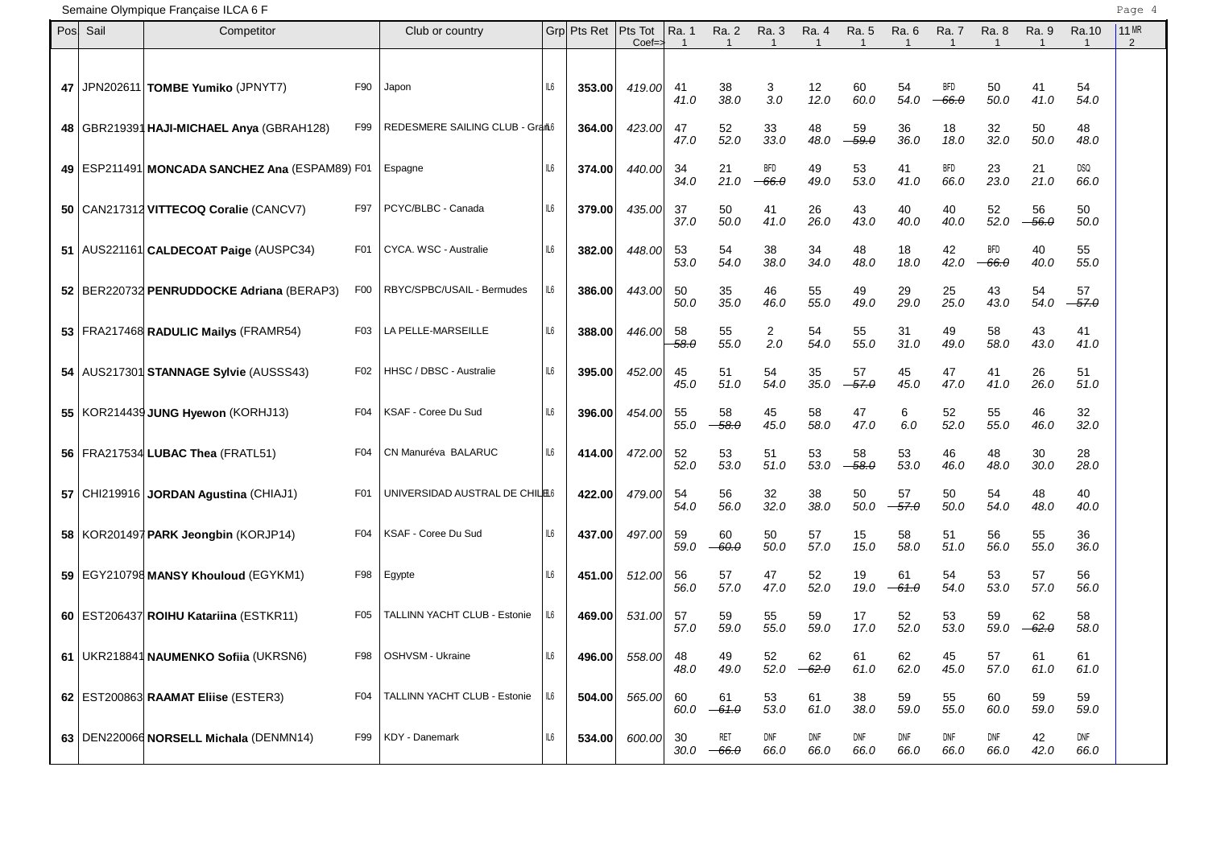Semaine Olympique Française ILCA 6 F

| Pos | Sail | Competitor | | Club or country | Grp | Pts Ret | Pts Tot Coef=> | Ra. 1 1 | Ra. 2 1 | Ra. 3 1 | Ra. 4 1 | Ra. 5 1 | Ra. 6 1 | Ra. 7 1 | Ra. 8 1 | Ra. 9 1 | Ra.10 1 | 11 MR 2 |
|---|---|---|---|---|---|---|---|---|---|---|---|---|---|---|---|---|---|---|
| 47 | JPN202611 | **TOMBE Yumiko** (JPNYT7) | F90 | Japon | IL6 | **353.00** | *419.00* | 41 *41.0* | 38 *38.0* | 3 *3.0* | 12 *12.0* | 60 *60.0* | 54 *54.0* | BFD ~~*66.0*~~ | 50 *50.0* | 41 *41.0* | 54 *54.0* | |
| 48 | GBR219391 | **HAJI-MICHAEL Anya** (GBRAH128) | F99 | REDESMERE SAILING CLUB - Gran | IL6 | **364.00** | *423.00* | 47 *47.0* | 52 *52.0* | 33 *33.0* | 48 *48.0* | 59 ~~*59.0*~~ | 36 *36.0* | 18 *18.0* | 32 *32.0* | 50 *50.0* | 48 *48.0* | |
| 49 | ESP211491 | **MONCADA SANCHEZ Ana** (ESPAM89) | F01 | Espagne | IL6 | **374.00** | *440.00* | 34 *34.0* | 21 *21.0* | BFD ~~*66.0*~~ | 49 *49.0* | 53 *53.0* | 41 *41.0* | BFD *66.0* | 23 *23.0* | 21 *21.0* | DSQ *66.0* | |
| 50 | CAN217312 | **VITTECOQ Coralie** (CANCV7) | F97 | PCYC/BLBC - Canada | IL6 | **379.00** | *435.00* | 37 *37.0* | 50 *50.0* | 41 *41.0* | 26 *26.0* | 43 *43.0* | 40 *40.0* | 40 *40.0* | 52 *52.0* | 56 ~~*56.0*~~ | 50 *50.0* | |
| 51 | AUS221161 | **CALDECOAT Paige** (AUSPC34) | F01 | CYCA. WSC - Australie | IL6 | **382.00** | *448.00* | 53 *53.0* | 54 *54.0* | 38 *38.0* | 34 *34.0* | 48 *48.0* | 18 *18.0* | 42 *42.0* | BFD ~~*66.0*~~ | 40 *40.0* | 55 *55.0* | |
| 52 | BER220732 | **PENRUDDOCKE Adriana** (BERAP3) | F00 | RBYC/SPBC/USAIL - Bermudes | IL6 | **386.00** | *443.00* | 50 *50.0* | 35 *35.0* | 46 *46.0* | 55 *55.0* | 49 *49.0* | 29 *29.0* | 25 *25.0* | 43 *43.0* | 54 *54.0* | 57 ~~*57.0*~~ | |
| 53 | FRA217468 | **RADULIC Mailys** (FRAMR54) | F03 | LA PELLE-MARSEILLE | IL6 | **388.00** | *446.00* | 58 ~~*58.0*~~ | 55 *55.0* | 2 *2.0* | 54 *54.0* | 55 *55.0* | 31 *31.0* | 49 *49.0* | 58 *58.0* | 43 *43.0* | 41 *41.0* | |
| 54 | AUS217301 | **STANNAGE Sylvie** (AUSSS43) | F02 | HHSC / DBSC - Australie | IL6 | **395.00** | *452.00* | 45 *45.0* | 51 *51.0* | 54 *54.0* | 35 *35.0* | 57 ~~*57.0*~~ | 45 *45.0* | 47 *47.0* | 41 *41.0* | 26 *26.0* | 51 *51.0* | |
| 55 | KOR214439 | **JUNG Hyewon** (KORHJ13) | F04 | KSAF - Coree Du Sud | IL6 | **396.00** | *454.00* | 55 *55.0* | 58 ~~*58.0*~~ | 45 *45.0* | 58 *58.0* | 47 *47.0* | 6 *6.0* | 52 *52.0* | 55 *55.0* | 46 *46.0* | 32 *32.0* | |
| 56 | FRA217534 | **LUBAC Thea** (FRATL51) | F04 | CN Manuréva BALARUC | IL6 | **414.00** | *472.00* | 52 *52.0* | 53 *53.0* | 51 *51.0* | 53 *53.0* | 58 ~~*58.0*~~ | 53 *53.0* | 46 *46.0* | 48 *48.0* | 30 *30.0* | 28 *28.0* | |
| 57 | CHI219916 | **JORDAN Agustina** (CHIAJ1) | F01 | UNIVERSIDAD AUSTRAL DE CHILE | IL6 | **422.00** | *479.00* | 54 *54.0* | 56 *56.0* | 32 *32.0* | 38 *38.0* | 50 *50.0* | 57 ~~*57.0*~~ | 50 *50.0* | 54 *54.0* | 48 *48.0* | 40 *40.0* | |
| 58 | KOR201497 | **PARK Jeongbin** (KORJP14) | F04 | KSAF - Coree Du Sud | IL6 | **437.00** | *497.00* | 59 *59.0* | 60 ~~*60.0*~~ | 50 *50.0* | 57 *57.0* | 15 *15.0* | 58 *58.0* | 51 *51.0* | 56 *56.0* | 55 *55.0* | 36 *36.0* | |
| 59 | EGY210798 | **MANSY Khouloud** (EGYKM1) | F98 | Egypte | IL6 | **451.00** | *512.00* | 56 *56.0* | 57 *57.0* | 47 *47.0* | 52 *52.0* | 19 *19.0* | 61 ~~*61.0*~~ | 54 *54.0* | 53 *53.0* | 57 *57.0* | 56 *56.0* | |
| 60 | EST206437 | **ROIHU Katariina** (ESTKR11) | F05 | TALLINN YACHT CLUB - Estonie | IL6 | **469.00** | *531.00* | 57 *57.0* | 59 *59.0* | 55 *55.0* | 59 *59.0* | 17 *17.0* | 52 *52.0* | 53 *53.0* | 59 *59.0* | 62 ~~*62.0*~~ | 58 *58.0* | |
| 61 | UKR218841 | **NAUMENKO Sofiia** (UKRSN6) | F98 | OSHVSM - Ukraine | IL6 | **496.00** | *558.00* | 48 *48.0* | 49 *49.0* | 52 *52.0* | 62 ~~*62.0*~~ | 61 *61.0* | 62 *62.0* | 45 *45.0* | 57 *57.0* | 61 *61.0* | 61 *61.0* | |
| 62 | EST200863 | **RAAMAT Eliise** (ESTER3) | F04 | TALLINN YACHT CLUB - Estonie | IL6 | **504.00** | *565.00* | 60 *60.0* | 61 ~~*61.0*~~ | 53 *53.0* | 61 *61.0* | 38 *38.0* | 59 *59.0* | 55 *55.0* | 60 *60.0* | 59 *59.0* | 59 *59.0* | |
| 63 | DEN220066 | **NORSELL Michala** (DENMN14) | F99 | KDY - Danemark | IL6 | **534.00** | *600.00* | 30 *30.0* | RET ~~*66.0*~~ | DNF *66.0* | DNF *66.0* | DNF *66.0* | DNF *66.0* | DNF *66.0* | DNF *66.0* | 42 *42.0* | DNF *66.0* | |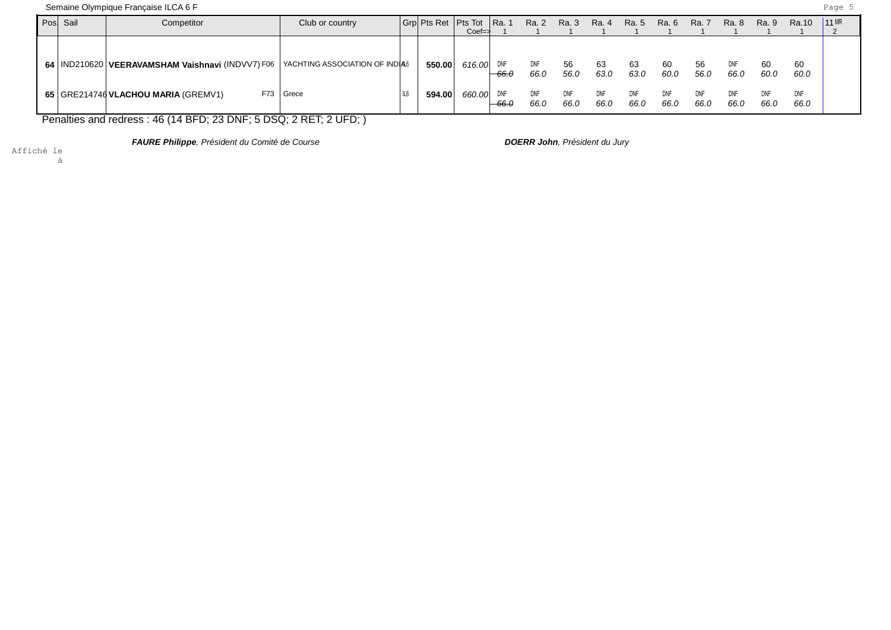Semaine Olympique Française ILCA 6 F

| Pos | Sail | Competitor | | Club or country | Grp | Pts Ret | Pts Tot Coef=> | Ra. 1 1 | Ra. 2 1 | Ra. 3 1 | Ra. 4 1 | Ra. 5 1 | Ra. 6 1 | Ra. 7 1 | Ra. 8 1 | Ra. 9 1 | Ra.10 1 | 11 MR 2 |
|---|---|---|---|---|---|---|---|---|---|---|---|---|---|---|---|---|---|---|
| 64 | IND210620 | **VEERAVAMSHAM Vaishnavi** (INDVV7) | F06 | YACHTING ASSOCIATION OF INDIA | IL6 | **550.00** | *616.00* | DNF ~~66.0~~ | DNF 66.0 | 56 56.0 | 63 63.0 | 63 63.0 | 60 60.0 | 56 56.0 | DNF 66.0 | 60 60.0 | 60 60.0 | |
| 65 | GRE214746 | **VLACHOU MARIA** (GREMV1) | F73 | Grece | IL6 | **594.00** | *660.00* | DNF ~~66.0~~ | DNF 66.0 | DNF 66.0 | DNF 66.0 | DNF 66.0 | DNF 66.0 | DNF 66.0 | DNF 66.0 | DNF 66.0 | DNF 66.0 | |

Penalties and redress : 46 (14 BFD; 23 DNF; 5 DSQ; 2 RET; 2 UFD; )

***FAURE Philippe**, Président du Comité de Course*

***DOERR John**, Président du Jury*

Affiché le
à